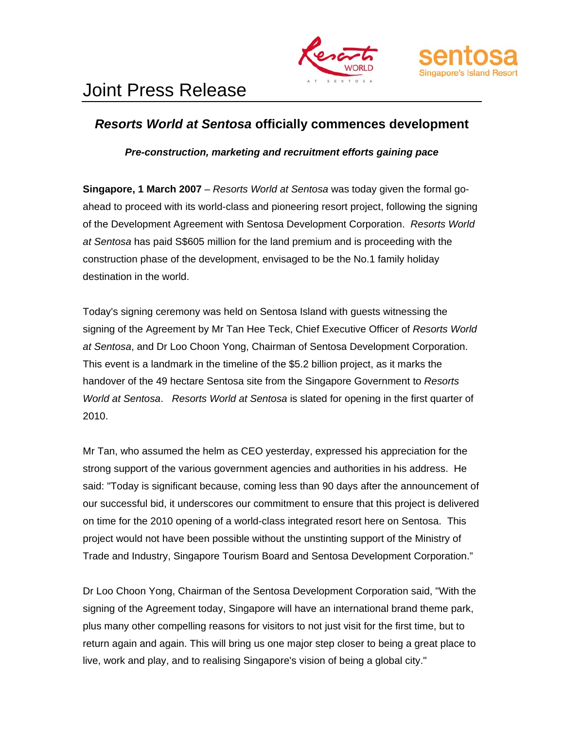# Joint Press Release

## *Resorts World at Sentosa* officially commences development

***Pre-construction, marketing and recruitment efforts gaining pace***

**Singapore, 1 March 2007** – *Resorts World at Sentosa* was today given the formal go-ahead to proceed with its world-class and pioneering resort project, following the signing of the Development Agreement with Sentosa Development Corporation. *Resorts World at Sentosa* has paid S$605 million for the land premium and is proceeding with the construction phase of the development, envisaged to be the No.1 family holiday destination in the world.

Today's signing ceremony was held on Sentosa Island with guests witnessing the signing of the Agreement by Mr Tan Hee Teck, Chief Executive Officer of *Resorts World at Sentosa*, and Dr Loo Choon Yong, Chairman of Sentosa Development Corporation. This event is a landmark in the timeline of the $5.2 billion project, as it marks the handover of the 49 hectare Sentosa site from the Singapore Government to *Resorts World at Sentosa*. *Resorts World at Sentosa* is slated for opening in the first quarter of 2010.

Mr Tan, who assumed the helm as CEO yesterday, expressed his appreciation for the strong support of the various government agencies and authorities in his address. He said: "Today is significant because, coming less than 90 days after the announcement of our successful bid, it underscores our commitment to ensure that this project is delivered on time for the 2010 opening of a world-class integrated resort here on Sentosa. This project would not have been possible without the unstinting support of the Ministry of Trade and Industry, Singapore Tourism Board and Sentosa Development Corporation."

Dr Loo Choon Yong, Chairman of the Sentosa Development Corporation said, "With the signing of the Agreement today, Singapore will have an international brand theme park, plus many other compelling reasons for visitors to not just visit for the first time, but to return again and again. This will bring us one major step closer to being a great place to live, work and play, and to realising Singapore's vision of being a global city."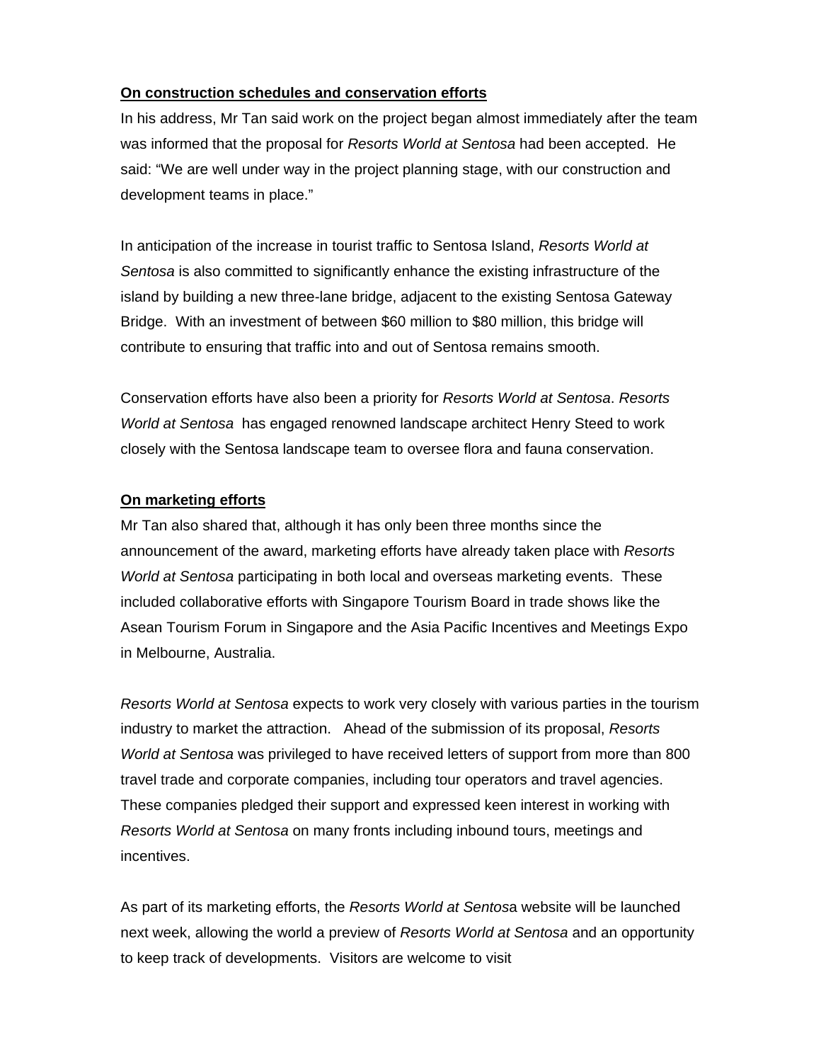**On construction schedules and conservation efforts**

In his address, Mr Tan said work on the project began almost immediately after the team was informed that the proposal for *Resorts World at Sentosa* had been accepted. He said: "We are well under way in the project planning stage, with our construction and development teams in place."

In anticipation of the increase in tourist traffic to Sentosa Island, *Resorts World at Sentosa* is also committed to significantly enhance the existing infrastructure of the island by building a new three-lane bridge, adjacent to the existing Sentosa Gateway Bridge. With an investment of between $60 million to $80 million, this bridge will contribute to ensuring that traffic into and out of Sentosa remains smooth.

Conservation efforts have also been a priority for *Resorts World at Sentosa*. *Resorts World at Sentosa* has engaged renowned landscape architect Henry Steed to work closely with the Sentosa landscape team to oversee flora and fauna conservation.

**On marketing efforts**

Mr Tan also shared that, although it has only been three months since the announcement of the award, marketing efforts have already taken place with *Resorts World at Sentosa* participating in both local and overseas marketing events. These included collaborative efforts with Singapore Tourism Board in trade shows like the Asean Tourism Forum in Singapore and the Asia Pacific Incentives and Meetings Expo in Melbourne, Australia.

*Resorts World at Sentosa* expects to work very closely with various parties in the tourism industry to market the attraction. Ahead of the submission of its proposal, *Resorts World at Sentosa* was privileged to have received letters of support from more than 800 travel trade and corporate companies, including tour operators and travel agencies. These companies pledged their support and expressed keen interest in working with *Resorts World at Sentosa* on many fronts including inbound tours, meetings and incentives.

As part of its marketing efforts, the *Resorts World at Sentosa* website will be launched next week, allowing the world a preview of *Resorts World at Sentosa* and an opportunity to keep track of developments. Visitors are welcome to visit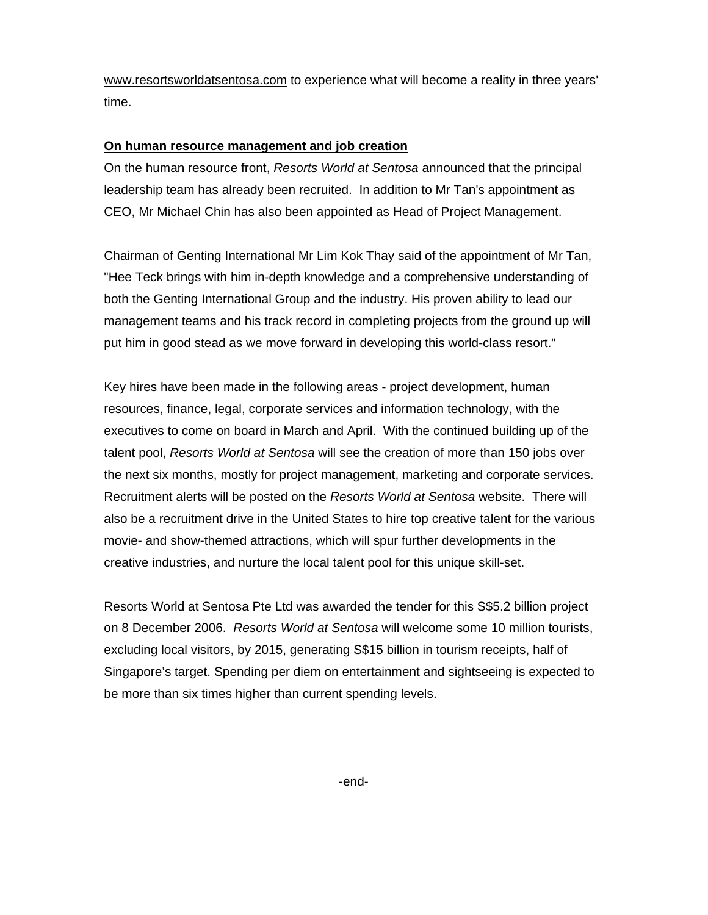www.resortsworldatsentosa.com to experience what will become a reality in three years' time.

**On human resource management and job creation**

On the human resource front, *Resorts World at Sentosa* announced that the principal leadership team has already been recruited. In addition to Mr Tan's appointment as CEO, Mr Michael Chin has also been appointed as Head of Project Management.

Chairman of Genting International Mr Lim Kok Thay said of the appointment of Mr Tan, "Hee Teck brings with him in-depth knowledge and a comprehensive understanding of both the Genting International Group and the industry. His proven ability to lead our management teams and his track record in completing projects from the ground up will put him in good stead as we move forward in developing this world-class resort."

Key hires have been made in the following areas - project development, human resources, finance, legal, corporate services and information technology, with the executives to come on board in March and April. With the continued building up of the talent pool, *Resorts World at Sentosa* will see the creation of more than 150 jobs over the next six months, mostly for project management, marketing and corporate services. Recruitment alerts will be posted on the *Resorts World at Sentosa* website. There will also be a recruitment drive in the United States to hire top creative talent for the various movie- and show-themed attractions, which will spur further developments in the creative industries, and nurture the local talent pool for this unique skill-set.

Resorts World at Sentosa Pte Ltd was awarded the tender for this S$5.2 billion project on 8 December 2006. *Resorts World at Sentosa* will welcome some 10 million tourists, excluding local visitors, by 2015, generating S$15 billion in tourism receipts, half of Singapore's target. Spending per diem on entertainment and sightseeing is expected to be more than six times higher than current spending levels.

-end-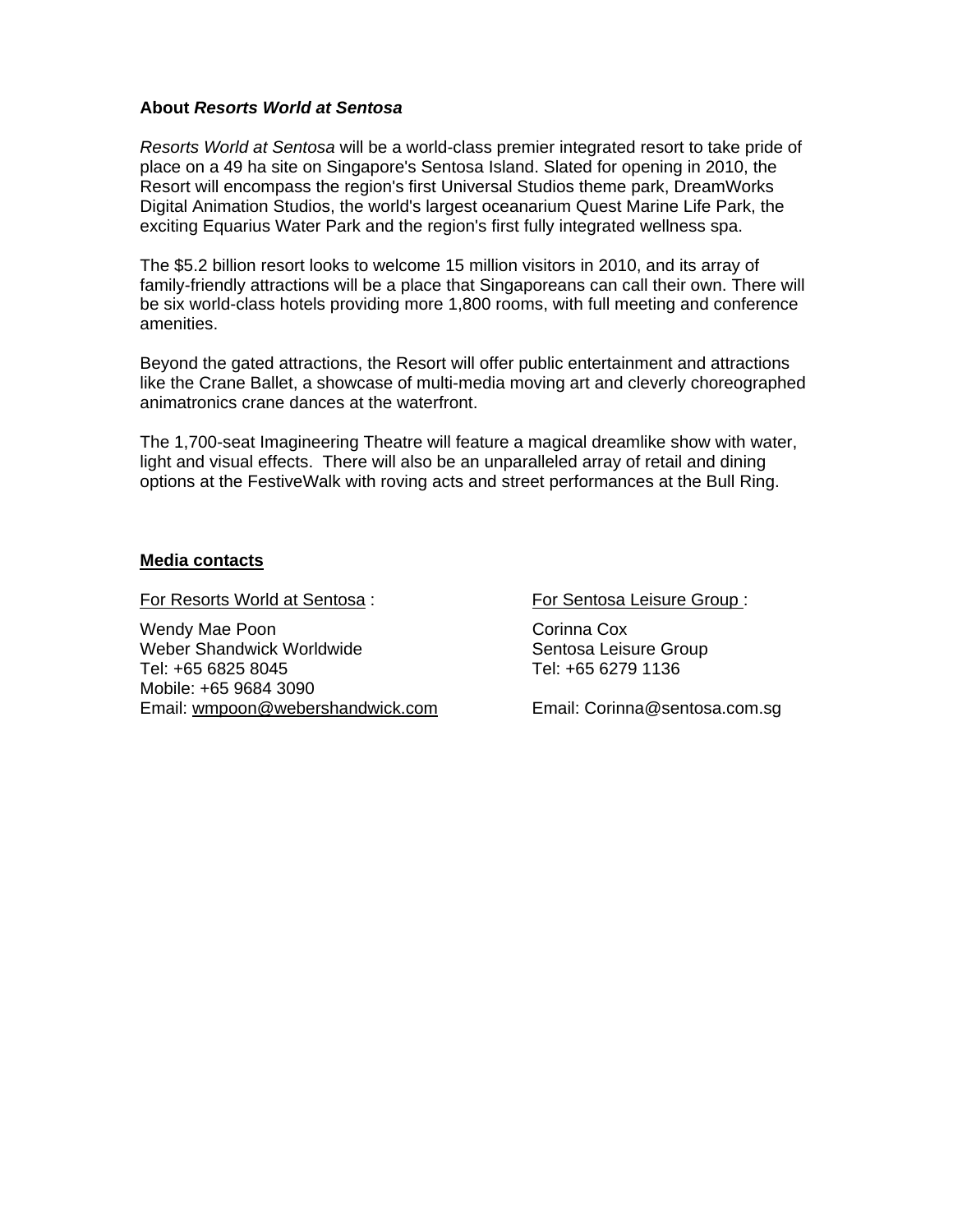**About *Resorts World at Sentosa***

*Resorts World at Sentosa* will be a world-class premier integrated resort to take pride of place on a 49 ha site on Singapore's Sentosa Island. Slated for opening in 2010, the Resort will encompass the region's first Universal Studios theme park, DreamWorks Digital Animation Studios, the world's largest oceanarium Quest Marine Life Park, the exciting Equarius Water Park and the region's first fully integrated wellness spa.

The $5.2 billion resort looks to welcome 15 million visitors in 2010, and its array of family-friendly attractions will be a place that Singaporeans can call their own. There will be six world-class hotels providing more 1,800 rooms, with full meeting and conference amenities.

Beyond the gated attractions, the Resort will offer public entertainment and attractions like the Crane Ballet, a showcase of multi-media moving art and cleverly choreographed animatronics crane dances at the waterfront.

The 1,700-seat Imagineering Theatre will feature a magical dreamlike show with water, light and visual effects. There will also be an unparalleled array of retail and dining options at the FestiveWalk with roving acts and street performances at the Bull Ring.

**Media contacts**

For Resorts World at Sentosa :

Wendy Mae Poon
Weber Shandwick Worldwide
Tel: +65 6825 8045
Mobile: +65 9684 3090
Email: wmpoon@webershandwick.com

For Sentosa Leisure Group :

Corinna Cox
Sentosa Leisure Group
Tel: +65 6279 1136

Email: Corinna@sentosa.com.sg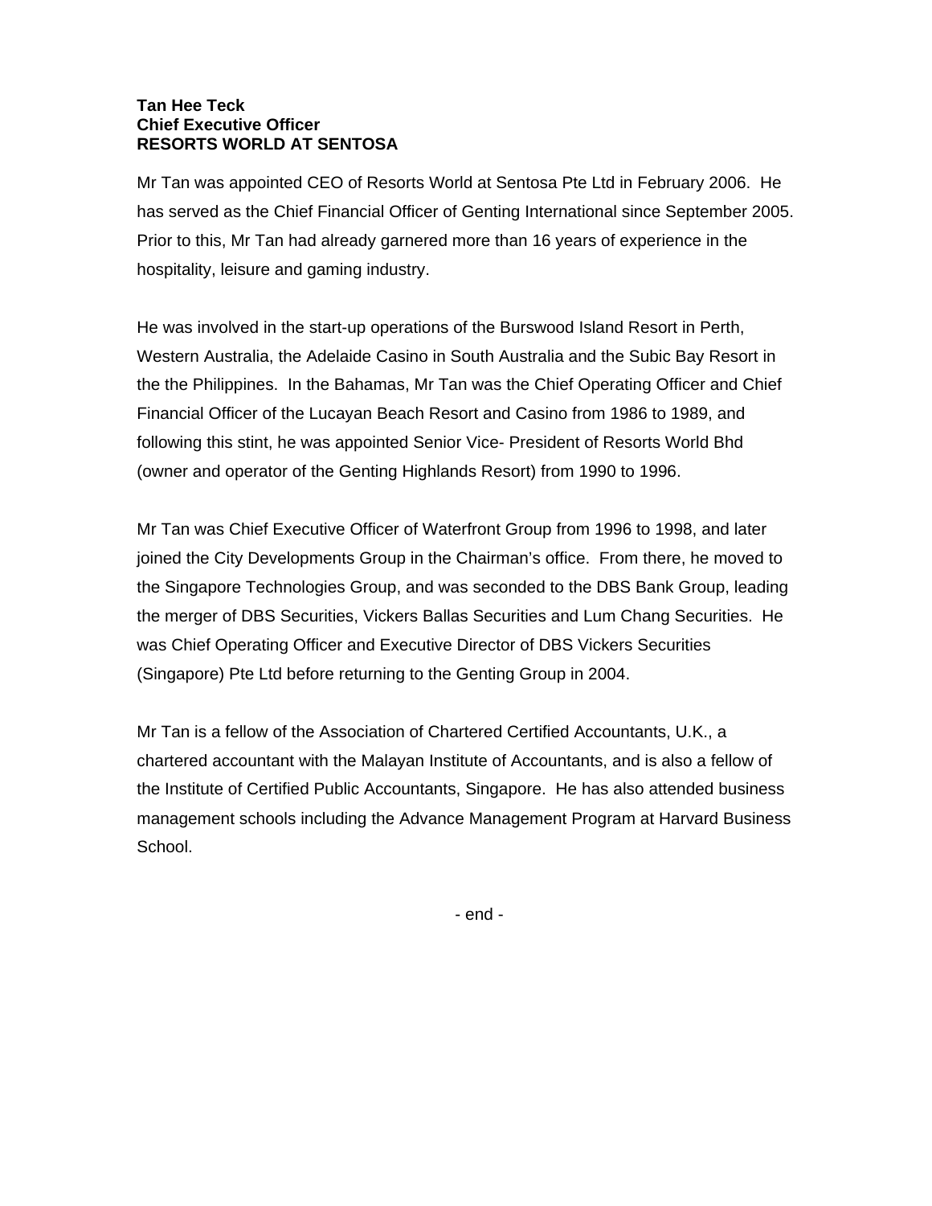**Tan Hee Teck**
**Chief Executive Officer**
**RESORTS WORLD AT SENTOSA**

Mr Tan was appointed CEO of Resorts World at Sentosa Pte Ltd in February 2006. He has served as the Chief Financial Officer of Genting International since September 2005. Prior to this, Mr Tan had already garnered more than 16 years of experience in the hospitality, leisure and gaming industry.

He was involved in the start-up operations of the Burswood Island Resort in Perth, Western Australia, the Adelaide Casino in South Australia and the Subic Bay Resort in the the Philippines. In the Bahamas, Mr Tan was the Chief Operating Officer and Chief Financial Officer of the Lucayan Beach Resort and Casino from 1986 to 1989, and following this stint, he was appointed Senior Vice- President of Resorts World Bhd (owner and operator of the Genting Highlands Resort) from 1990 to 1996.

Mr Tan was Chief Executive Officer of Waterfront Group from 1996 to 1998, and later joined the City Developments Group in the Chairman's office. From there, he moved to the Singapore Technologies Group, and was seconded to the DBS Bank Group, leading the merger of DBS Securities, Vickers Ballas Securities and Lum Chang Securities. He was Chief Operating Officer and Executive Director of DBS Vickers Securities (Singapore) Pte Ltd before returning to the Genting Group in 2004.

Mr Tan is a fellow of the Association of Chartered Certified Accountants, U.K., a chartered accountant with the Malayan Institute of Accountants, and is also a fellow of the Institute of Certified Public Accountants, Singapore. He has also attended business management schools including the Advance Management Program at Harvard Business School.

- end -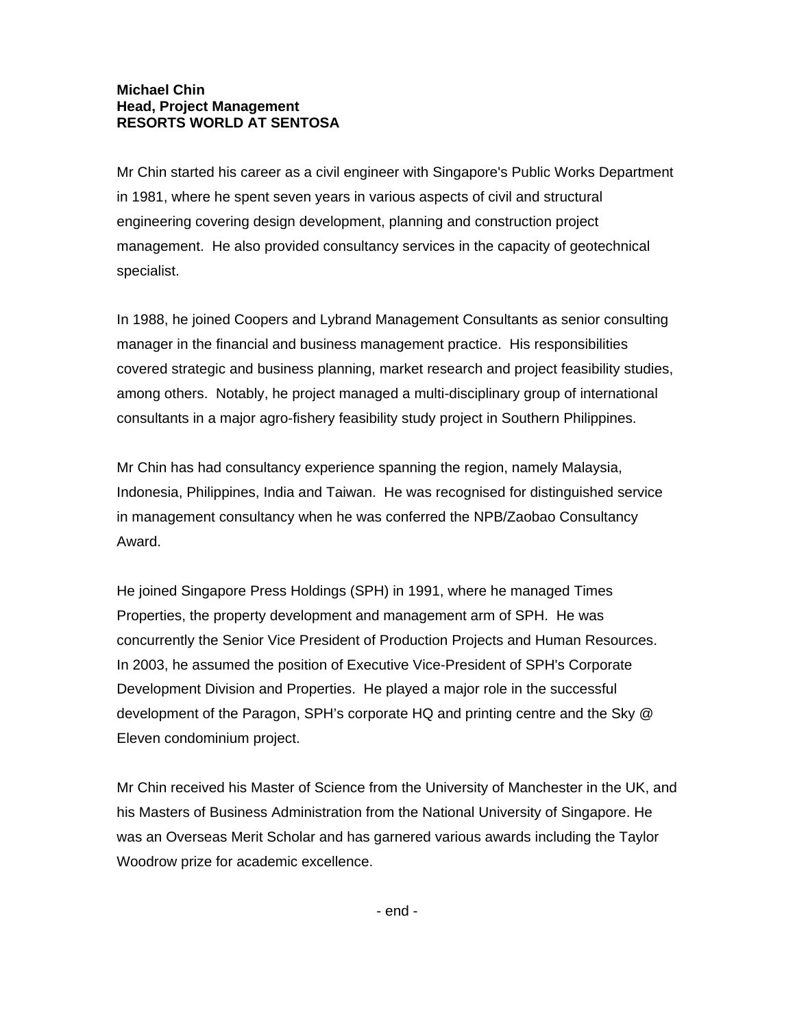**Michael Chin**
**Head, Project Management**
**RESORTS WORLD AT SENTOSA**

Mr Chin started his career as a civil engineer with Singapore's Public Works Department in 1981, where he spent seven years in various aspects of civil and structural engineering covering design development, planning and construction project management. He also provided consultancy services in the capacity of geotechnical specialist.

In 1988, he joined Coopers and Lybrand Management Consultants as senior consulting manager in the financial and business management practice. His responsibilities covered strategic and business planning, market research and project feasibility studies, among others. Notably, he project managed a multi-disciplinary group of international consultants in a major agro-fishery feasibility study project in Southern Philippines.

Mr Chin has had consultancy experience spanning the region, namely Malaysia, Indonesia, Philippines, India and Taiwan. He was recognised for distinguished service in management consultancy when he was conferred the NPB/Zaobao Consultancy Award.

He joined Singapore Press Holdings (SPH) in 1991, where he managed Times Properties, the property development and management arm of SPH. He was concurrently the Senior Vice President of Production Projects and Human Resources. In 2003, he assumed the position of Executive Vice-President of SPH's Corporate Development Division and Properties. He played a major role in the successful development of the Paragon, SPH's corporate HQ and printing centre and the Sky @ Eleven condominium project.

Mr Chin received his Master of Science from the University of Manchester in the UK, and his Masters of Business Administration from the National University of Singapore. He was an Overseas Merit Scholar and has garnered various awards including the Taylor Woodrow prize for academic excellence.

\- end -